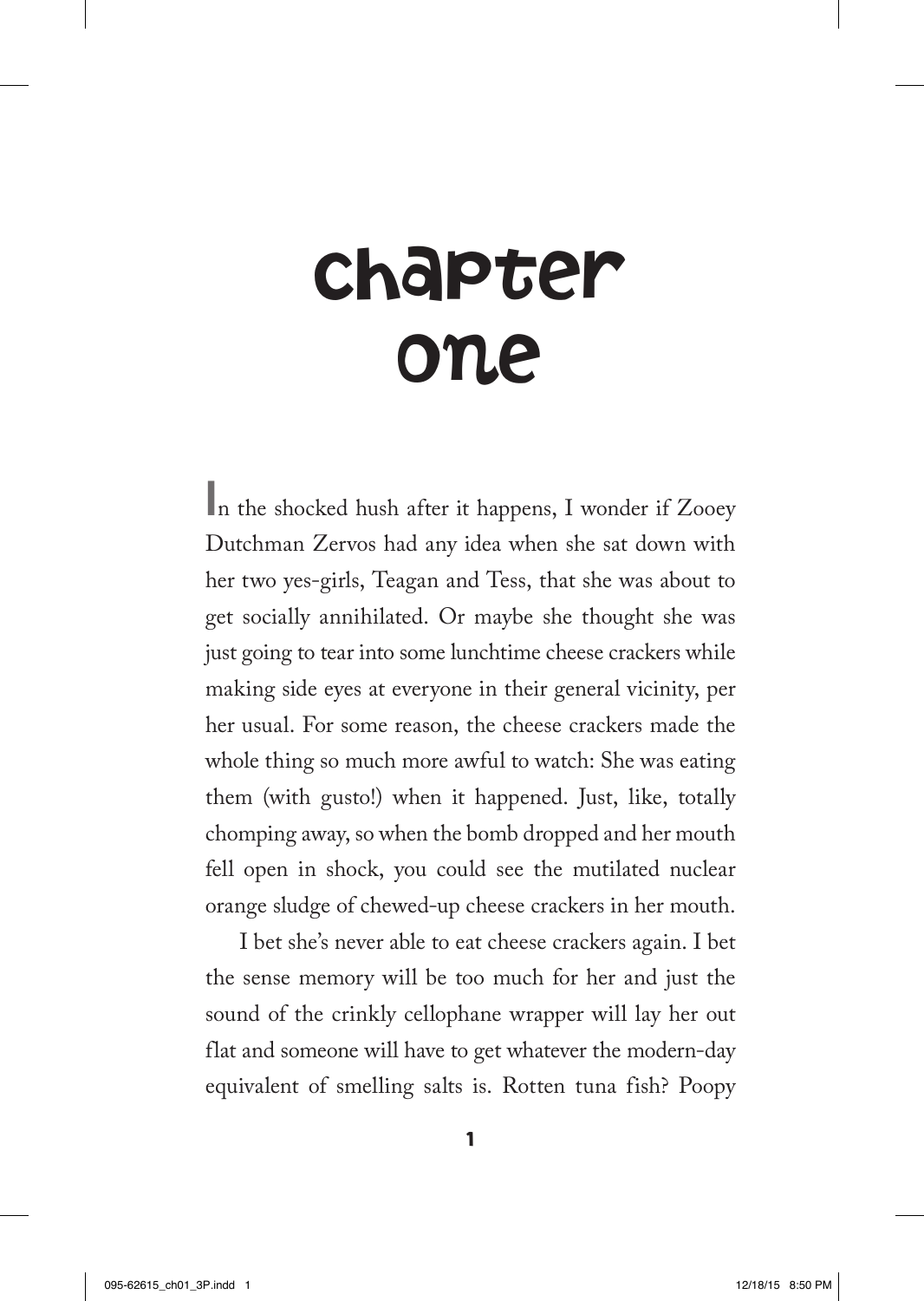# chapter one

In the shocked hush after it happens, I wonder if Zooey Dutchman Zervos had any idea when she sat down with her two yes-girls, Teagan and Tess, that she was about to get socially annihilated. Or maybe she thought she was just going to tear into some lunchtime cheese crackers while making side eyes at everyone in their general vicinity, per her usual. For some reason, the cheese crackers made the whole thing so much more awful to watch: She was eating them (with gusto!) when it happened. Just, like, totally chomping away, so when the bomb dropped and her mouth fell open in shock, you could see the mutilated nuclear orange sludge of chewed-up cheese crackers in her mouth.

I bet she's never able to eat cheese crackers again. I bet the sense memory will be too much for her and just the sound of the crinkly cellophane wrapper will lay her out flat and someone will have to get whatever the modern-day equivalent of smelling salts is. Rotten tuna fish? Poopy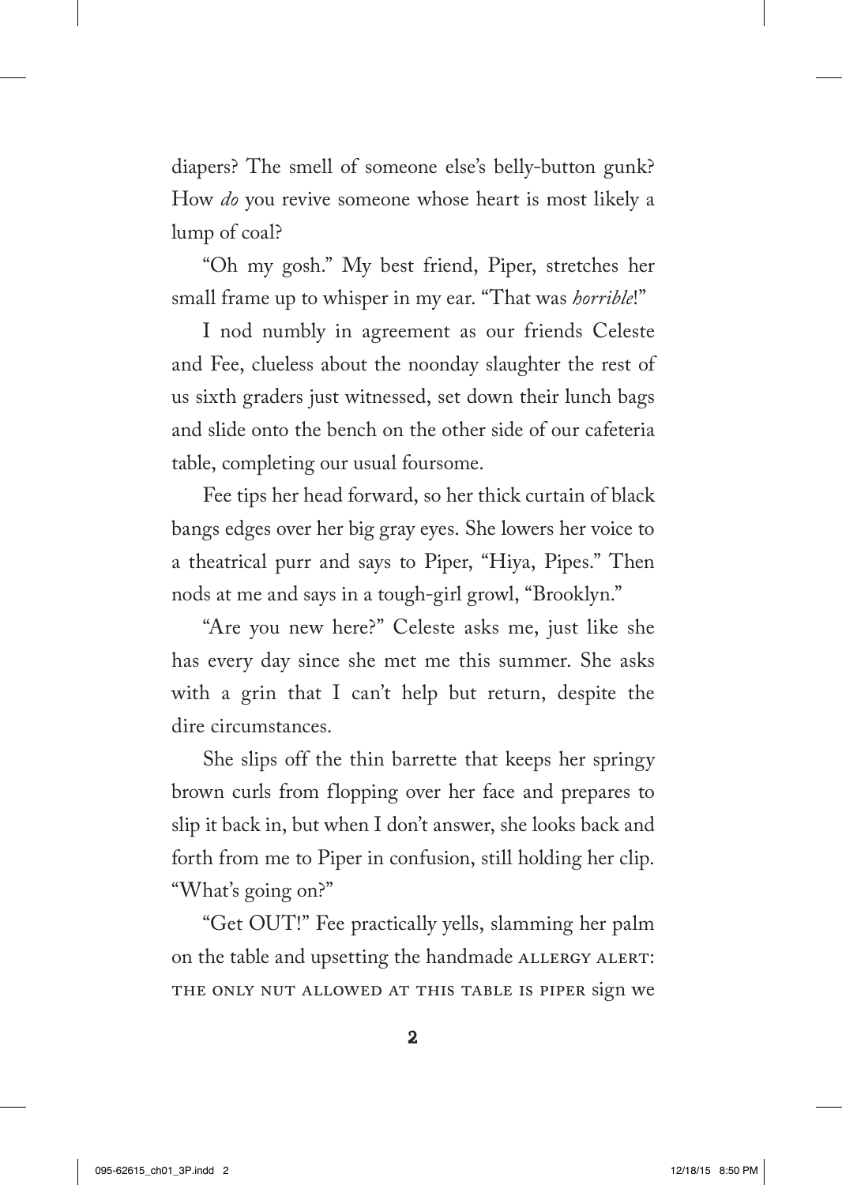diapers? The smell of someone else's belly-button gunk? How *do* you revive someone whose heart is most likely a lump of coal?

"Oh my gosh." My best friend, Piper, stretches her small frame up to whisper in my ear. "That was *horrible*!"

I nod numbly in agreement as our friends Celeste and Fee, clueless about the noonday slaughter the rest of us sixth graders just witnessed, set down their lunch bags and slide onto the bench on the other side of our cafeteria table, completing our usual foursome.

Fee tips her head forward, so her thick curtain of black bangs edges over her big gray eyes. She lowers her voice to a theatrical purr and says to Piper, "Hiya, Pipes." Then nods at me and says in a tough-girl growl, "Brooklyn."

"Are you new here?" Celeste asks me, just like she has every day since she met me this summer. She asks with a grin that I can't help but return, despite the dire circumstances.

She slips off the thin barrette that keeps her springy brown curls from flopping over her face and prepares to slip it back in, but when I don't answer, she looks back and forth from me to Piper in confusion, still holding her clip. "What's going on?"

"Get OUT!" Fee practically yells, slamming her palm on the table and upsetting the handmade ALLERGY ALERT: THE ONLY NUT ALLOWED AT THIS TABLE IS PIPER sign we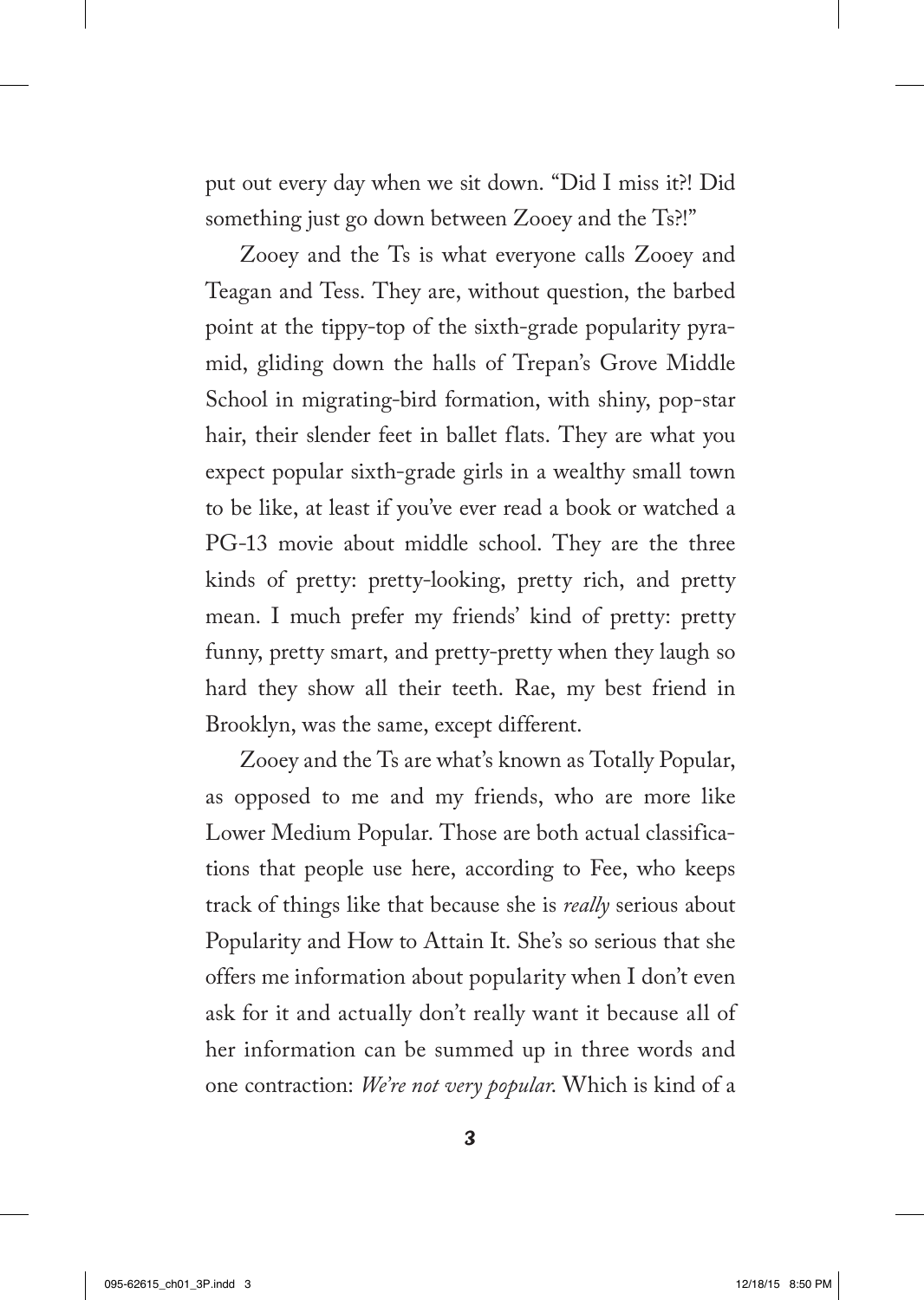put out every day when we sit down. "Did I miss it?! Did something just go down between Zooey and the Ts?!"

Zooey and the Ts is what everyone calls Zooey and Teagan and Tess. They are, without question, the barbed point at the tippy-top of the sixth-grade popularity pyramid, gliding down the halls of Trepan's Grove Middle School in migrating-bird formation, with shiny, pop-star hair, their slender feet in ballet flats. They are what you expect popular sixth-grade girls in a wealthy small town to be like, at least if you've ever read a book or watched a PG-13 movie about middle school. They are the three kinds of pretty: pretty-looking, pretty rich, and pretty mean. I much prefer my friends' kind of pretty: pretty funny, pretty smart, and pretty-pretty when they laugh so hard they show all their teeth. Rae, my best friend in Brooklyn, was the same, except different.

Zooey and the Ts are what's known as Totally Popular, as opposed to me and my friends, who are more like Lower Medium Popular. Those are both actual classifications that people use here, according to Fee, who keeps track of things like that because she is *really* serious about Popularity and How to Attain It. She's so serious that she offers me information about popularity when I don't even ask for it and actually don't really want it because all of her information can be summed up in three words and one contraction: *We're not very popular.* Which is kind of a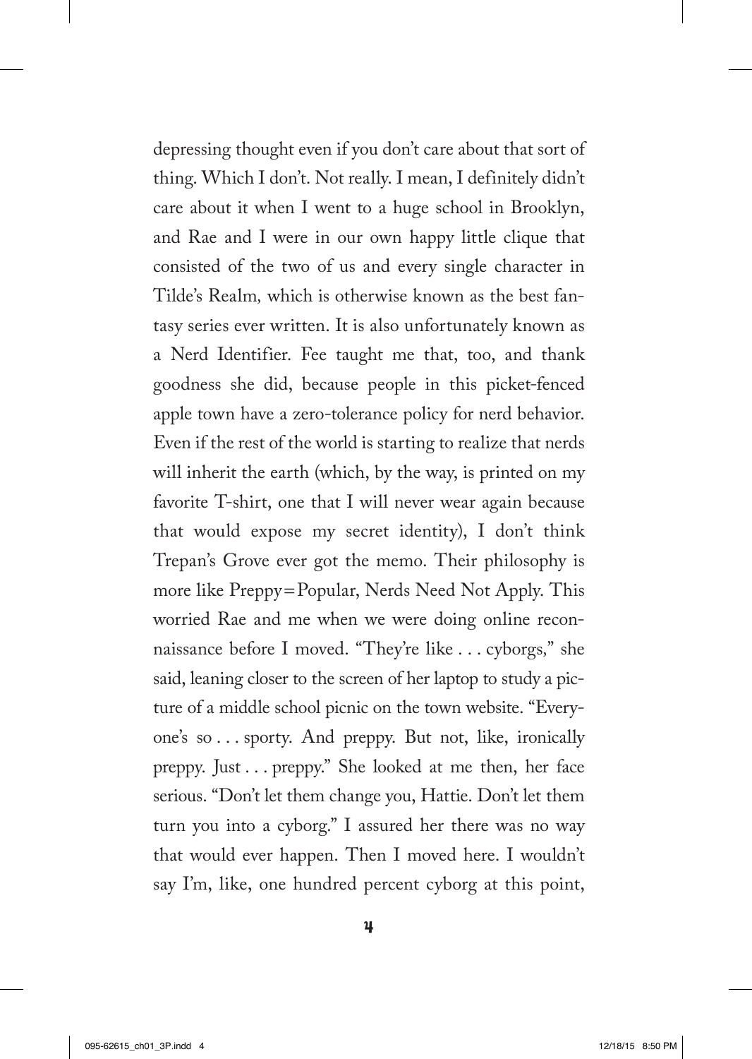depressing thought even if you don't care about that sort of thing. Which I don't. Not really. I mean, I definitely didn't care about it when I went to a huge school in Brooklyn, and Rae and I were in our own happy little clique that consisted of the two of us and every single character in Tilde's Realm*,* which is otherwise known as the best fantasy series ever written. It is also unfortunately known as a Nerd Identifier. Fee taught me that, too, and thank goodness she did, because people in this picket-fenced apple town have a zero-tolerance policy for nerd behavior. Even if the rest of the world is starting to realize that nerds will inherit the earth (which, by the way, is printed on my favorite T-shirt, one that I will never wear again because that would expose my secret identity), I don't think Trepan's Grove ever got the memo. Their philosophy is more like Preppy = Popular, Nerds Need Not Apply. This worried Rae and me when we were doing online reconnaissance before I moved. "They're like . . . cyborgs," she said, leaning closer to the screen of her laptop to study a picture of a middle school picnic on the town website. "Everyone's so . . . sporty. And preppy. But not, like, ironically preppy. Just . . . preppy." She looked at me then, her face serious. "Don't let them change you, Hattie. Don't let them turn you into a cyborg." I assured her there was no way that would ever happen. Then I moved here. I wouldn't say I'm, like, one hundred percent cyborg at this point,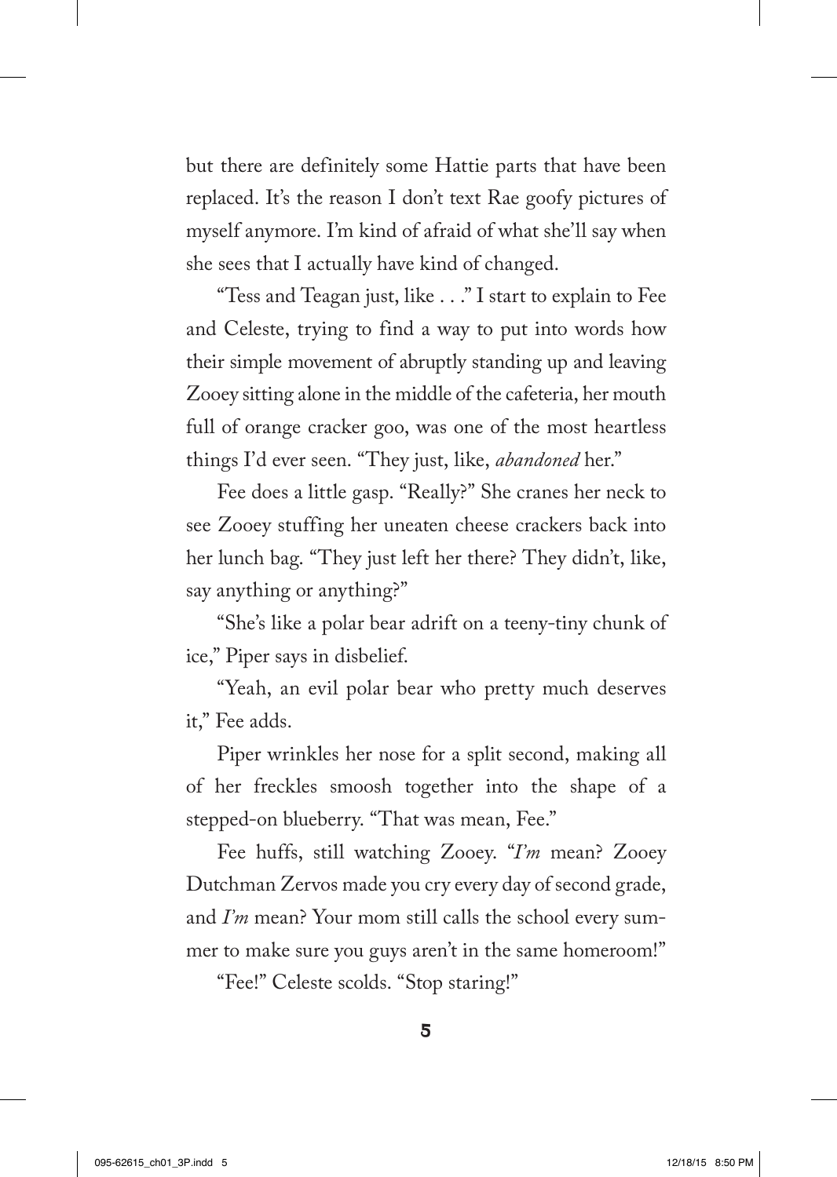but there are definitely some Hattie parts that have been replaced. It's the reason I don't text Rae goofy pictures of myself anymore. I'm kind of afraid of what she'll say when she sees that I actually have kind of changed.

"Tess and Teagan just, like . . ." I start to explain to Fee and Celeste, trying to find a way to put into words how their simple movement of abruptly standing up and leaving Zooey sitting alone in the middle of the cafeteria, her mouth full of orange cracker goo, was one of the most heartless things I'd ever seen. "They just, like, *abandoned* her."

Fee does a little gasp. "Really?" She cranes her neck to see Zooey stuffing her uneaten cheese crackers back into her lunch bag. "They just left her there? They didn't, like, say anything or anything?"

"She's like a polar bear adrift on a teeny-tiny chunk of ice," Piper says in disbelief.

"Yeah, an evil polar bear who pretty much deserves it," Fee adds.

Piper wrinkles her nose for a split second, making all of her freckles smoosh together into the shape of a stepped-on blueberry. "That was mean, Fee."

Fee huffs, still watching Zooey. "*I'm* mean? Zooey Dutchman Zervos made you cry every day of second grade, and *I'm* mean? Your mom still calls the school every summer to make sure you guys aren't in the same homeroom!"

"Fee!" Celeste scolds. "Stop staring!"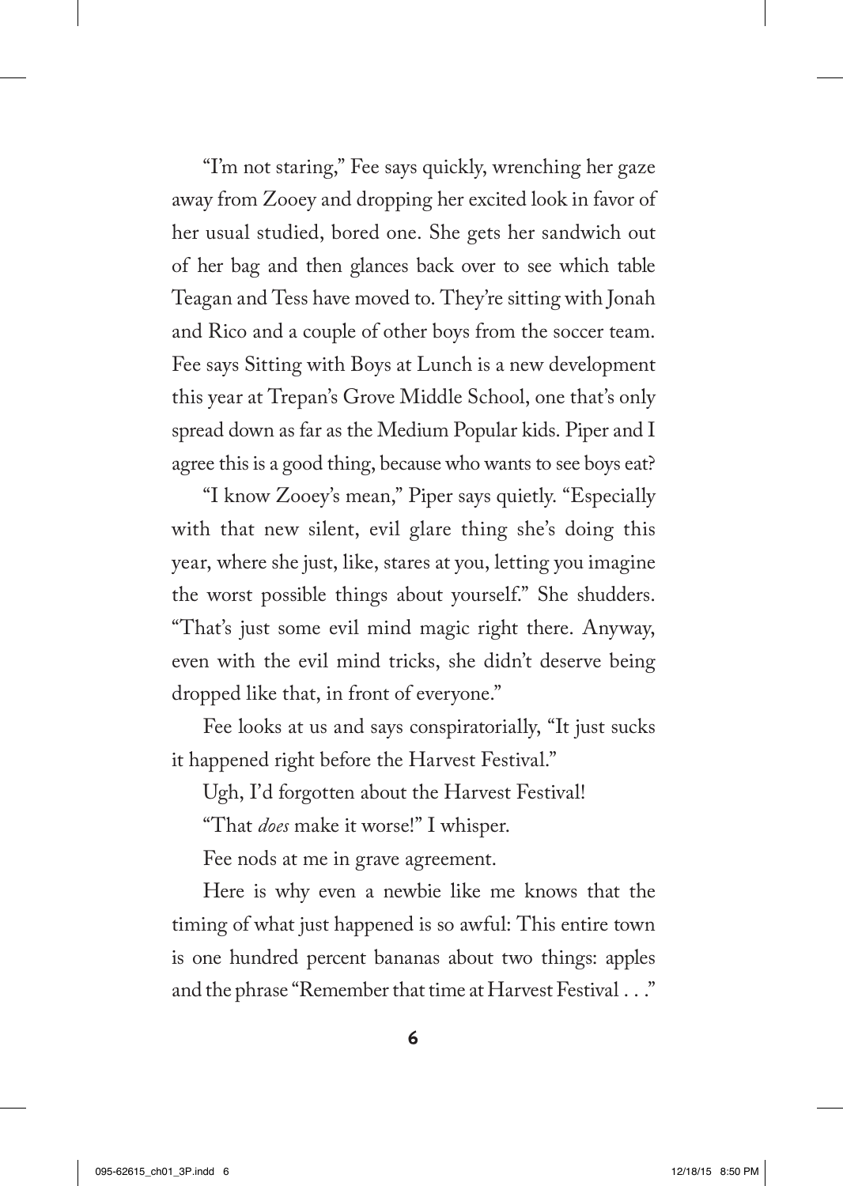"I'm not staring," Fee says quickly, wrenching her gaze away from Zooey and dropping her excited look in favor of her usual studied, bored one. She gets her sandwich out of her bag and then glances back over to see which table Teagan and Tess have moved to. They're sitting with Jonah and Rico and a couple of other boys from the soccer team. Fee says Sitting with Boys at Lunch is a new development this year at Trepan's Grove Middle School, one that's only spread down as far as the Medium Popular kids. Piper and I agree this is a good thing, because who wants to see boys eat?

"I know Zooey's mean," Piper says quietly. "Especially with that new silent, evil glare thing she's doing this year, where she just, like, stares at you, letting you imagine the worst possible things about yourself." She shudders. "That's just some evil mind magic right there. Anyway, even with the evil mind tricks, she didn't deserve being dropped like that, in front of everyone."

Fee looks at us and says conspiratorially, "It just sucks it happened right before the Harvest Festival."

Ugh, I'd forgotten about the Harvest Festival!

"That *does* make it worse!" I whisper.

Fee nods at me in grave agreement.

Here is why even a newbie like me knows that the timing of what just happened is so awful: This entire town is one hundred percent bananas about two things: apples and the phrase "Remember that time at Harvest Festival . . ."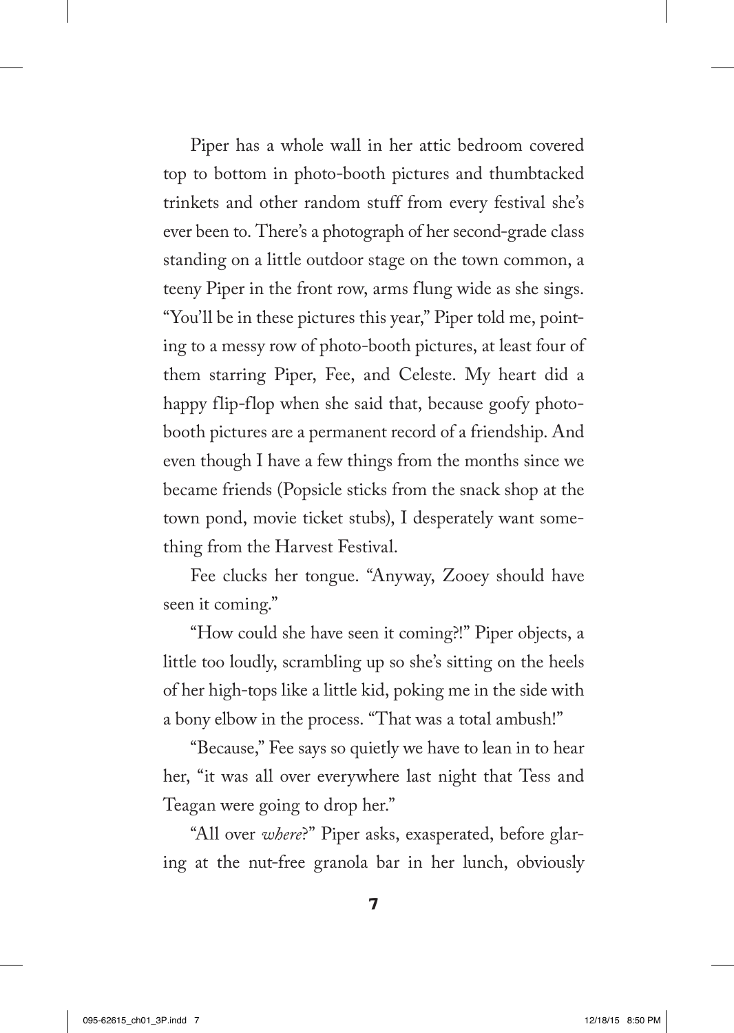Piper has a whole wall in her attic bedroom covered top to bottom in photo-booth pictures and thumbtacked trinkets and other random stuff from every festival she's ever been to. There's a photograph of her second-grade class standing on a little outdoor stage on the town common, a teeny Piper in the front row, arms flung wide as she sings. "You'll be in these pictures this year," Piper told me, pointing to a messy row of photo-booth pictures, at least four of them starring Piper, Fee, and Celeste. My heart did a happy flip-flop when she said that, because goofy photo-booth pictures are a permanent record of a friendship. And even though I have a few things from the months since we became friends (Popsicle sticks from the snack shop at the town pond, movie ticket stubs), I desperately want something from the Harvest Festival.

Fee clucks her tongue. "Anyway, Zooey should have seen it coming."

"How could she have seen it coming?!" Piper objects, a little too loudly, scrambling up so she's sitting on the heels of her high-tops like a little kid, poking me in the side with a bony elbow in the process. "That was a total ambush!"

"Because," Fee says so quietly we have to lean in to hear her, "it was all over everywhere last night that Tess and Teagan were going to drop her."

"All over *where*?" Piper asks, exasperated, before glaring at the nut-free granola bar in her lunch, obviously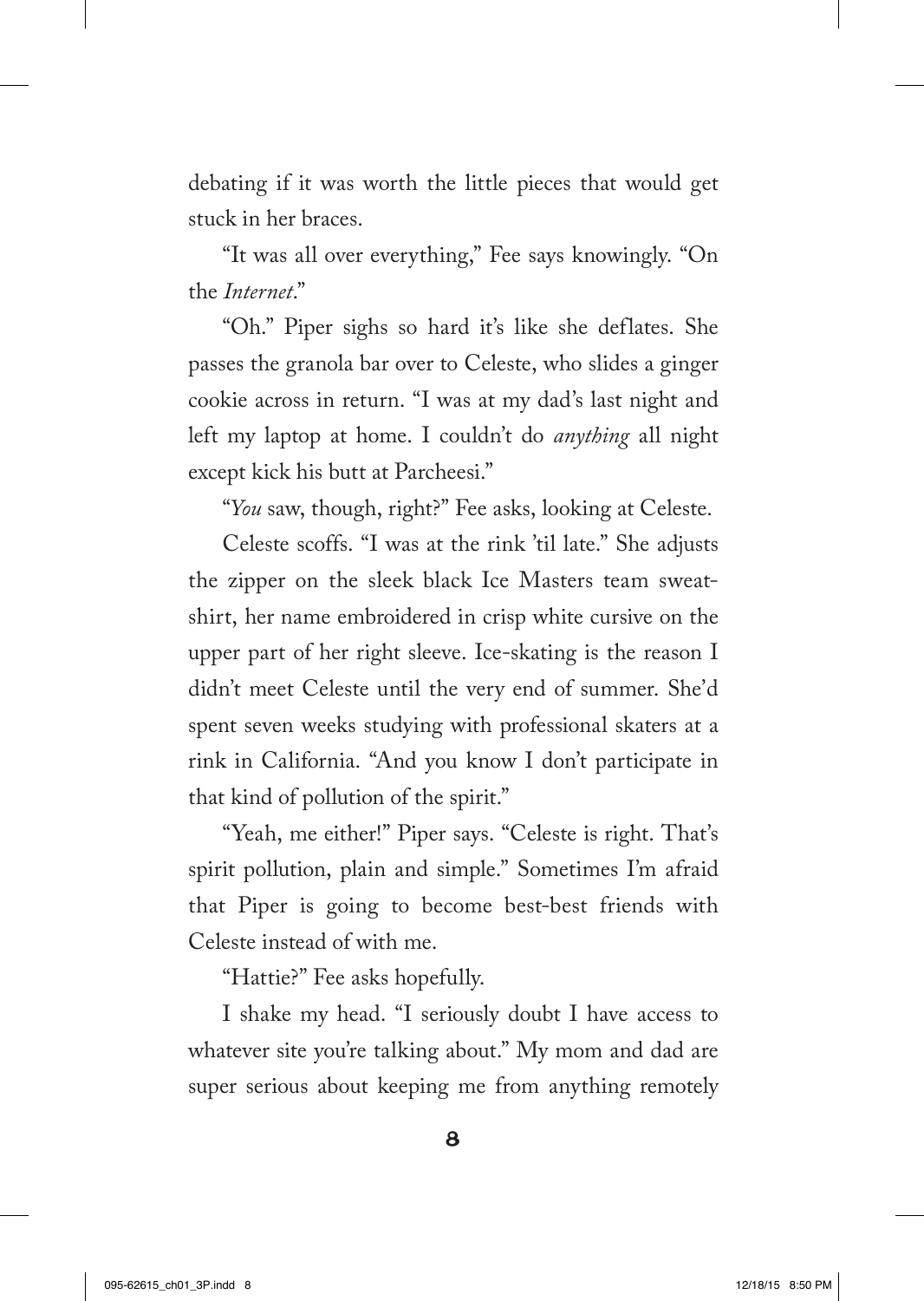debating if it was worth the little pieces that would get stuck in her braces.

"It was all over everything," Fee says knowingly. "On the *Internet*."

"Oh." Piper sighs so hard it's like she deflates. She passes the granola bar over to Celeste, who slides a ginger cookie across in return. "I was at my dad's last night and left my laptop at home. I couldn't do *anything* all night except kick his butt at Parcheesi."

"*You* saw, though, right?" Fee asks, looking at Celeste.

Celeste scoffs. "I was at the rink 'til late." She adjusts the zipper on the sleek black Ice Masters team sweatshirt, her name embroidered in crisp white cursive on the upper part of her right sleeve. Ice-skating is the reason I didn't meet Celeste until the very end of summer. She'd spent seven weeks studying with professional skaters at a rink in California. "And you know I don't participate in that kind of pollution of the spirit."

"Yeah, me either!" Piper says. "Celeste is right. That's spirit pollution, plain and simple." Sometimes I'm afraid that Piper is going to become best-best friends with Celeste instead of with me.

"Hattie?" Fee asks hopefully.

I shake my head. "I seriously doubt I have access to whatever site you're talking about." My mom and dad are super serious about keeping me from anything remotely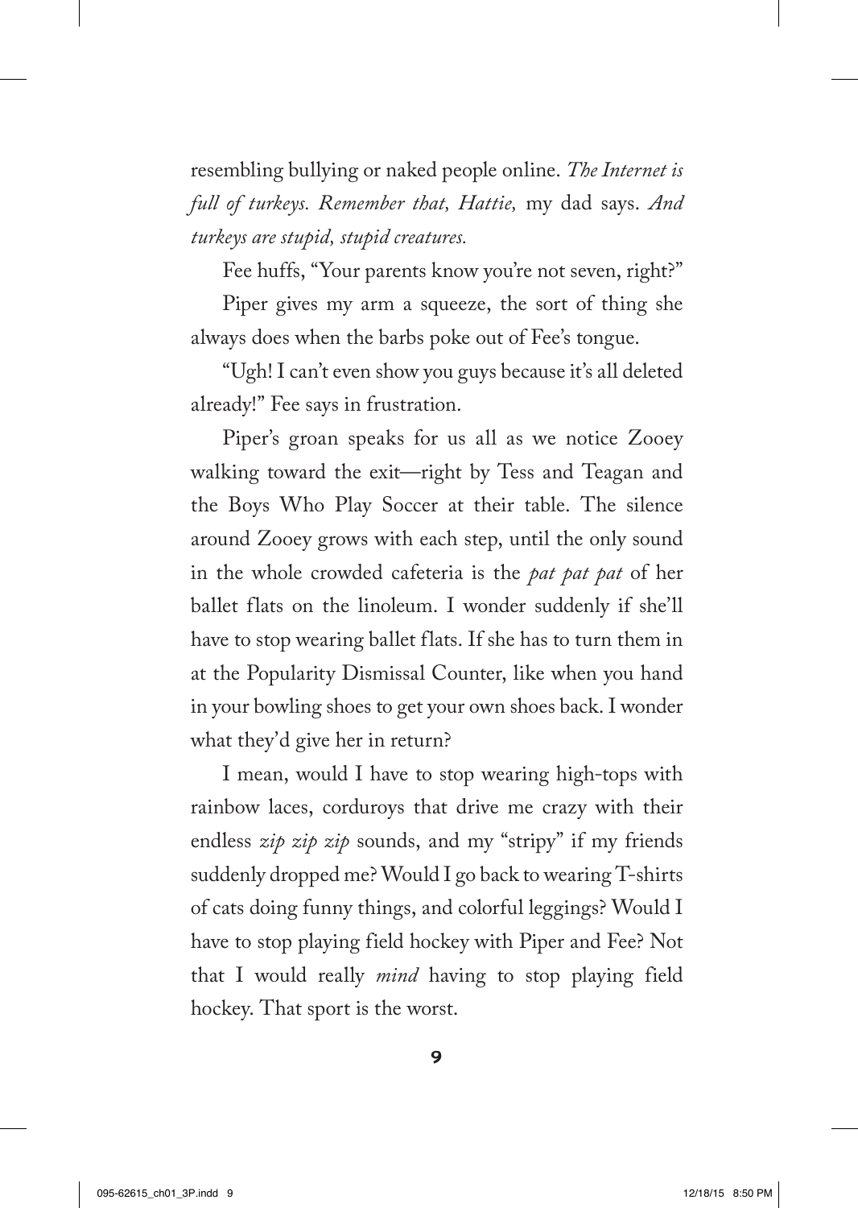resembling bullying or naked people online. *The Internet is full of turkeys. Remember that, Hattie,* my dad says. *And turkeys are stupid, stupid creatures.*

Fee huffs, "Your parents know you're not seven, right?"

Piper gives my arm a squeeze, the sort of thing she always does when the barbs poke out of Fee's tongue.

"Ugh! I can't even show you guys because it's all deleted already!" Fee says in frustration.

Piper's groan speaks for us all as we notice Zooey walking toward the exit—right by Tess and Teagan and the Boys Who Play Soccer at their table. The silence around Zooey grows with each step, until the only sound in the whole crowded cafeteria is the *pat pat pat* of her ballet flats on the linoleum. I wonder suddenly if she'll have to stop wearing ballet flats. If she has to turn them in at the Popularity Dismissal Counter, like when you hand in your bowling shoes to get your own shoes back. I wonder what they'd give her in return?

I mean, would I have to stop wearing high-tops with rainbow laces, corduroys that drive me crazy with their endless *zip zip zip* sounds, and my "stripy" if my friends suddenly dropped me? Would I go back to wearing T-shirts of cats doing funny things, and colorful leggings? Would I have to stop playing field hockey with Piper and Fee? Not that I would really *mind* having to stop playing field hockey. That sport is the worst.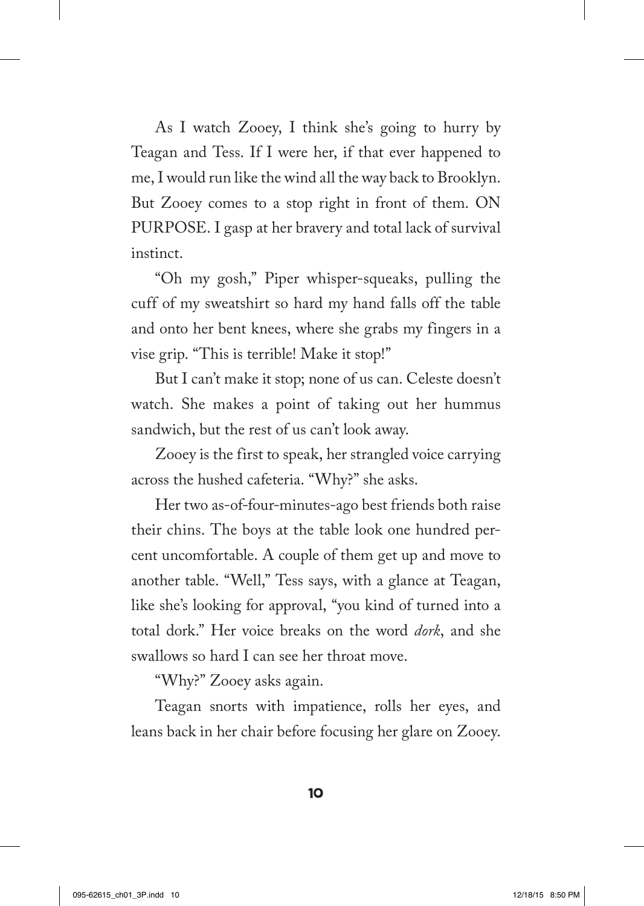As I watch Zooey, I think she's going to hurry by Teagan and Tess. If I were her, if that ever happened to me, I would run like the wind all the way back to Brooklyn. But Zooey comes to a stop right in front of them. ON PURPOSE. I gasp at her bravery and total lack of survival instinct.

"Oh my gosh," Piper whisper-squeaks, pulling the cuff of my sweatshirt so hard my hand falls off the table and onto her bent knees, where she grabs my fingers in a vise grip. "This is terrible! Make it stop!"

But I can't make it stop; none of us can. Celeste doesn't watch. She makes a point of taking out her hummus sandwich, but the rest of us can't look away.

Zooey is the first to speak, her strangled voice carrying across the hushed cafeteria. "Why?" she asks.

Her two as-of-four-minutes-ago best friends both raise their chins. The boys at the table look one hundred percent uncomfortable. A couple of them get up and move to another table. "Well," Tess says, with a glance at Teagan, like she's looking for approval, "you kind of turned into a total dork." Her voice breaks on the word *dork*, and she swallows so hard I can see her throat move.

"Why?" Zooey asks again.

Teagan snorts with impatience, rolls her eyes, and leans back in her chair before focusing her glare on Zooey.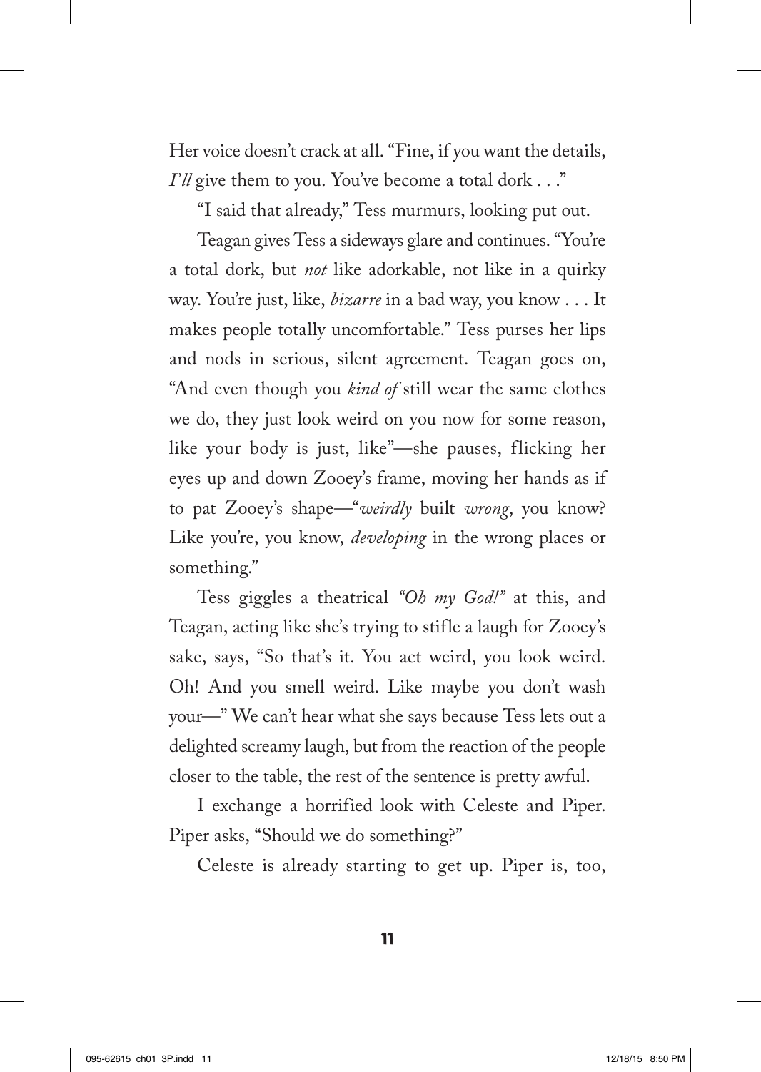Her voice doesn't crack at all. "Fine, if you want the details, *I'll* give them to you. You've become a total dork . . ."

"I said that already," Tess murmurs, looking put out.

Teagan gives Tess a sideways glare and continues. "You're a total dork, but *not* like adorkable, not like in a quirky way. You're just, like, *bizarre* in a bad way, you know . . . It makes people totally uncomfortable." Tess purses her lips and nods in serious, silent agreement. Teagan goes on, "And even though you *kind of* still wear the same clothes we do, they just look weird on you now for some reason, like your body is just, like"—she pauses, flicking her eyes up and down Zooey's frame, moving her hands as if to pat Zooey's shape—"*weirdly* built *wrong*, you know? Like you're, you know, *developing* in the wrong places or something."

Tess giggles a theatrical *"Oh my God!"* at this, and Teagan, acting like she's trying to stifle a laugh for Zooey's sake, says, "So that's it. You act weird, you look weird. Oh! And you smell weird. Like maybe you don't wash your—" We can't hear what she says because Tess lets out a delighted screamy laugh, but from the reaction of the people closer to the table, the rest of the sentence is pretty awful.

I exchange a horrified look with Celeste and Piper. Piper asks, "Should we do something?"

Celeste is already starting to get up. Piper is, too,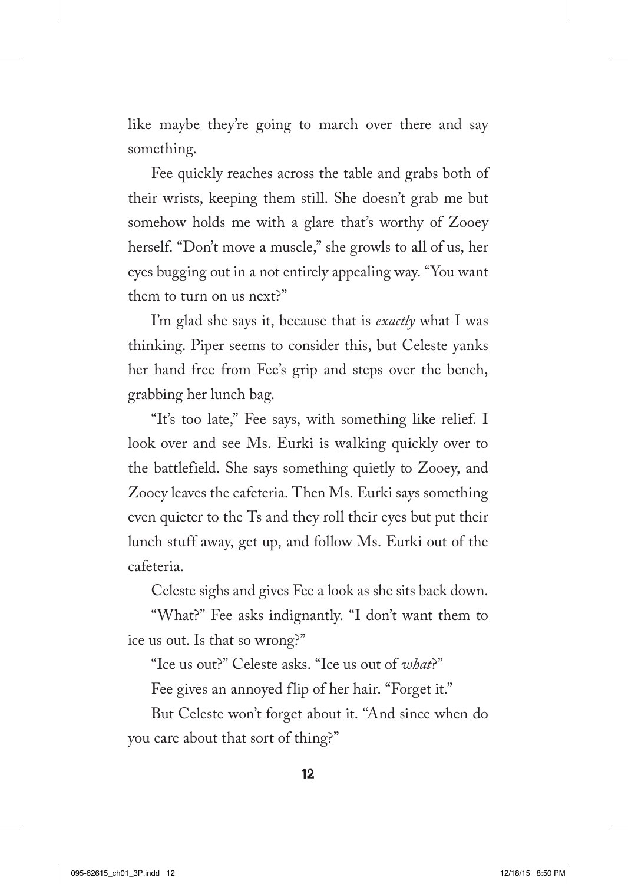like maybe they're going to march over there and say something.

Fee quickly reaches across the table and grabs both of their wrists, keeping them still. She doesn't grab me but somehow holds me with a glare that's worthy of Zooey herself. "Don't move a muscle," she growls to all of us, her eyes bugging out in a not entirely appealing way. "You want them to turn on us next?"

I'm glad she says it, because that is *exactly* what I was thinking. Piper seems to consider this, but Celeste yanks her hand free from Fee's grip and steps over the bench, grabbing her lunch bag.

"It's too late," Fee says, with something like relief. I look over and see Ms. Eurki is walking quickly over to the battlefield. She says something quietly to Zooey, and Zooey leaves the cafeteria. Then Ms. Eurki says something even quieter to the Ts and they roll their eyes but put their lunch stuff away, get up, and follow Ms. Eurki out of the cafeteria.

Celeste sighs and gives Fee a look as she sits back down.

"What?" Fee asks indignantly. "I don't want them to ice us out. Is that so wrong?"

"Ice us out?" Celeste asks. "Ice us out of *what*?"

Fee gives an annoyed flip of her hair. "Forget it."

But Celeste won't forget about it. "And since when do you care about that sort of thing?"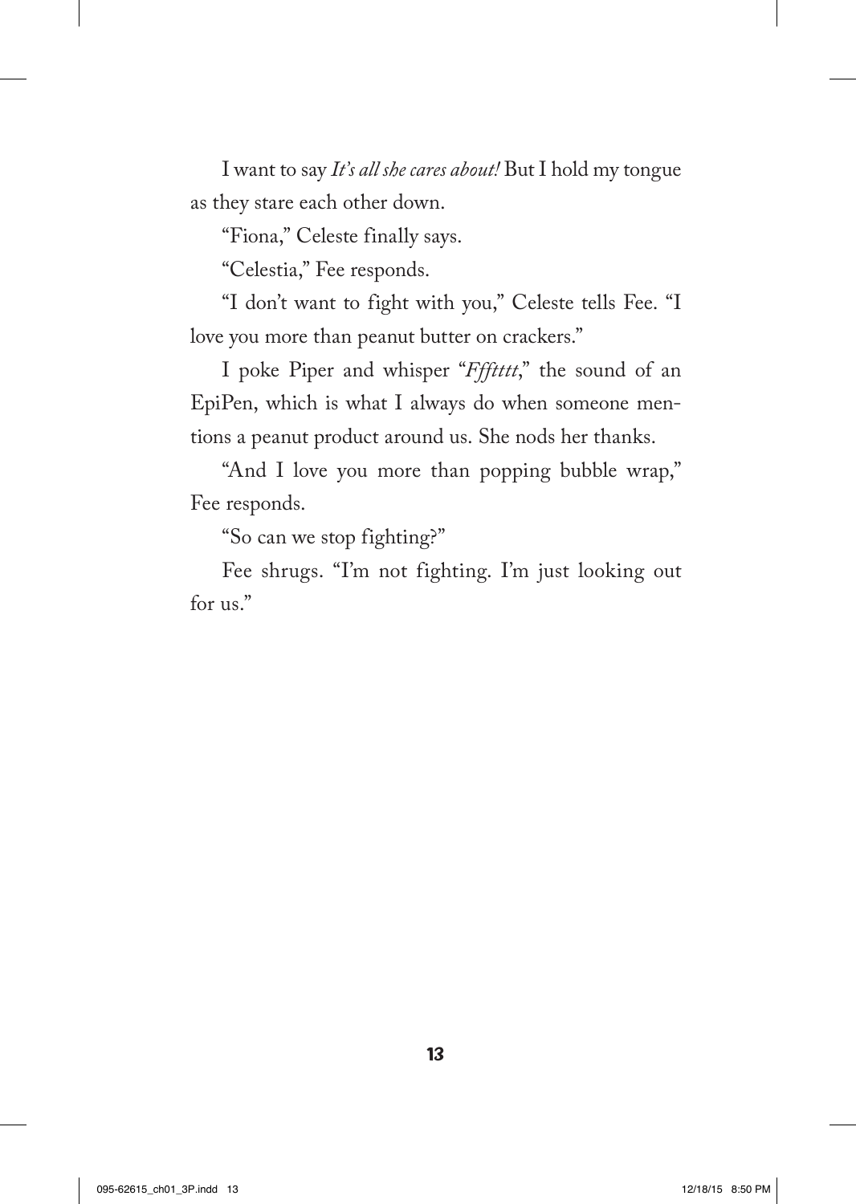I want to say *It's all she cares about!* But I hold my tongue as they stare each other down.

"Fiona," Celeste finally says.

"Celestia," Fee responds.

"I don't want to fight with you," Celeste tells Fee. "I love you more than peanut butter on crackers."

I poke Piper and whisper "*Ffftttt*," the sound of an EpiPen, which is what I always do when someone mentions a peanut product around us. She nods her thanks.

"And I love you more than popping bubble wrap," Fee responds.

"So can we stop fighting?"

Fee shrugs. "I'm not fighting. I'm just looking out for us."